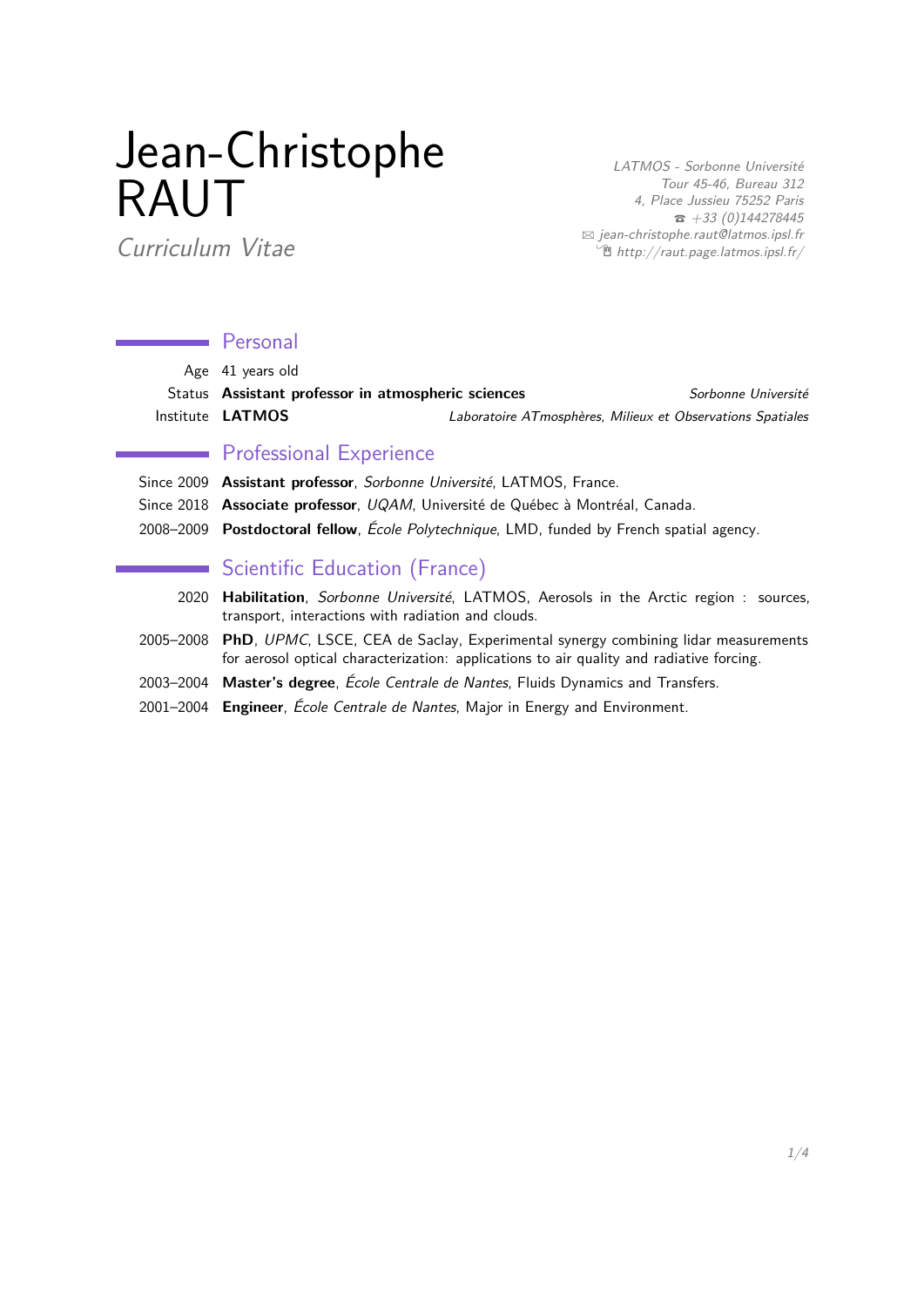# Jean-Christophe RAUT

*Curriculum Vitae*

*LATMOS - Sorbonne Université*
*Tour 45-46, Bureau 312*
*4, Place Jussieu 75252 Paris*
*☎ +33 (0)144278445*
*✉ jean-christophe.raut@latmos.ipsl.fr*
*http://raut.page.latmos.ipsl.fr/*

## Personal

| | | |
|---|---|---|
| Age | 41 years old | |
| Status | **Assistant professor in atmospheric sciences** | *Sorbonne Université* |
| Institute | **LATMOS** | *Laboratoire ATmosphères, Milieux et Observations Spatiales* |

## Professional Experience

- Since 2009 — **Assistant professor**, *Sorbonne Université*, LATMOS, France.
- Since 2018 — **Associate professor**, *UQAM*, Université de Québec à Montréal, Canada.
- 2008–2009 — **Postdoctoral fellow**, *École Polytechnique*, LMD, funded by French spatial agency.

## Scientific Education (France)

- 2020 — **Habilitation**, *Sorbonne Université*, LATMOS, Aerosols in the Arctic region : sources, transport, interactions with radiation and clouds.
- 2005–2008 — **PhD**, *UPMC*, LSCE, CEA de Saclay, Experimental synergy combining lidar measurements for aerosol optical characterization: applications to air quality and radiative forcing.
- 2003–2004 — **Master's degree**, *École Centrale de Nantes*, Fluids Dynamics and Transfers.
- 2001–2004 — **Engineer**, *École Centrale de Nantes*, Major in Energy and Environment.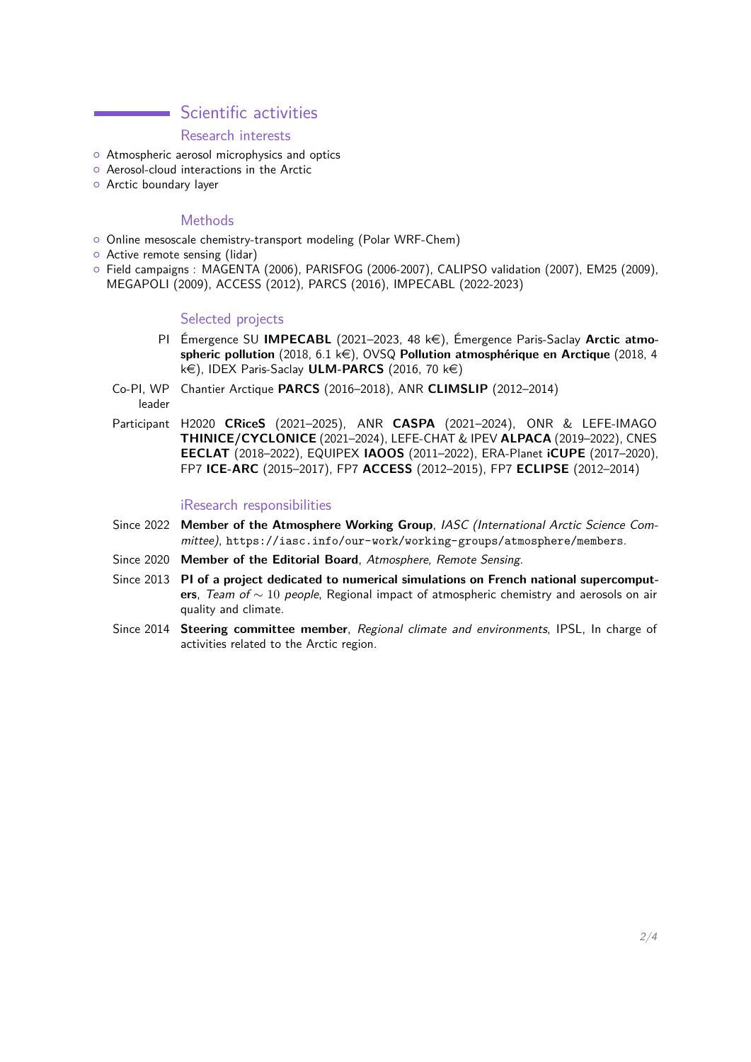## Scientific activities

### Research interests

- Atmospheric aerosol microphysics and optics
- Aerosol-cloud interactions in the Arctic
- Arctic boundary layer

### Methods

- Online mesoscale chemistry-transport modeling (Polar WRF-Chem)
- Active remote sensing (lidar)
- Field campaigns : MAGENTA (2006), PARISFOG (2006-2007), CALIPSO validation (2007), EM25 (2009), MEGAPOLI (2009), ACCESS (2012), PARCS (2016), IMPECABL (2022-2023)

### Selected projects

PI — Émergence SU **IMPECABL** (2021–2023, 48 k€), Émergence Paris-Saclay **Arctic atmospheric pollution** (2018, 6.1 k€), OVSQ **Pollution atmosphérique en Arctique** (2018, 4 k€), IDEX Paris-Saclay **ULM-PARCS** (2016, 70 k€)

Co-PI, WP leader — Chantier Arctique **PARCS** (2016–2018), ANR **CLIMSLIP** (2012–2014)

Participant — H2020 **CRiceS** (2021–2025), ANR **CASPA** (2021–2024), ONR & LEFE-IMAGO **THINICE/CYCLONICE** (2021–2024), LEFE-CHAT & IPEV **ALPACA** (2019–2022), CNES **EECLAT** (2018–2022), EQUIPEX **IAOOS** (2011–2022), ERA-Planet **iCUPE** (2017–2020), FP7 **ICE-ARC** (2015–2017), FP7 **ACCESS** (2012–2015), FP7 **ECLIPSE** (2012–2014)

### iResearch responsibilities

Since 2022 — **Member of the Atmosphere Working Group**, *IASC (International Arctic Science Committee)*, https://iasc.info/our-work/working-groups/atmosphere/members.

Since 2020 — **Member of the Editorial Board**, *Atmosphere, Remote Sensing*.

Since 2013 — **PI of a project dedicated to numerical simulations on French national supercomputers**, *Team of* $\sim 10$ *people*, Regional impact of atmospheric chemistry and aerosols on air quality and climate.

Since 2014 — **Steering committee member**, *Regional climate and environments*, IPSL, In charge of activities related to the Arctic region.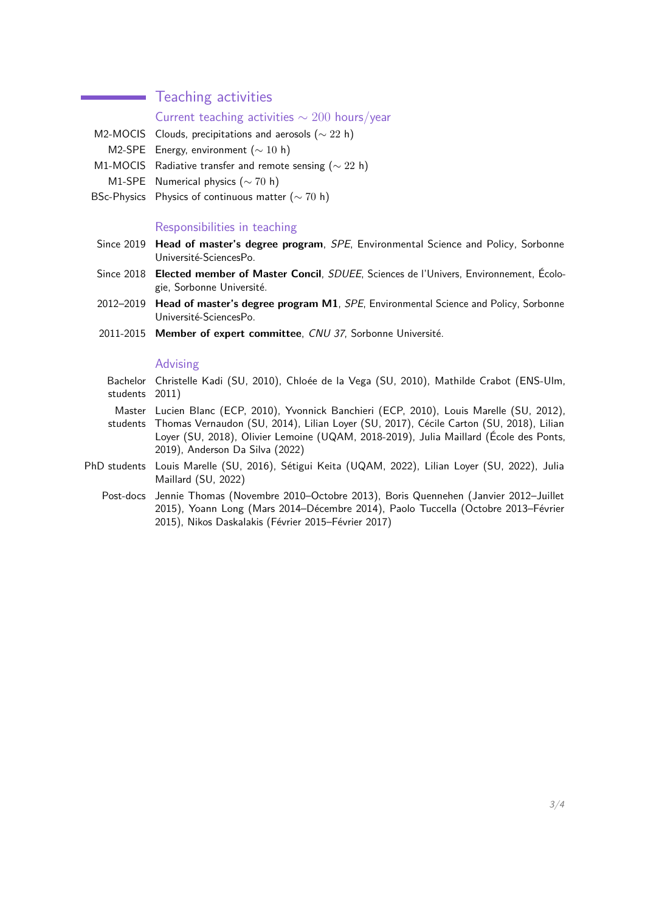## Teaching activities

### Current teaching activities $\sim 200$ hours/year

M2-MOCIS Clouds, precipitations and aerosols ($\sim 22$ h)

M2-SPE Energy, environment ($\sim 10$ h)

M1-MOCIS Radiative transfer and remote sensing ($\sim 22$ h)

M1-SPE Numerical physics ($\sim 70$ h)

BSc-Physics Physics of continuous matter ($\sim 70$ h)

### Responsibilities in teaching

Since 2019 **Head of master's degree program**, *SPE*, Environmental Science and Policy, Sorbonne Université-SciencesPo.

Since 2018 **Elected member of Master Concil**, *SDUEE*, Sciences de l'Univers, Environnement, Écologie, Sorbonne Université.

2012–2019 **Head of master's degree program M1**, *SPE*, Environmental Science and Policy, Sorbonne Université-SciencesPo.

2011-2015 **Member of expert committee**, *CNU 37*, Sorbonne Université.

### Advising

Bachelor students Christelle Kadi (SU, 2010), Chloée de la Vega (SU, 2010), Mathilde Crabot (ENS-Ulm, 2011)

Master students Lucien Blanc (ECP, 2010), Yvonnick Banchieri (ECP, 2010), Louis Marelle (SU, 2012), Thomas Vernaudon (SU, 2014), Lilian Loyer (SU, 2017), Cécile Carton (SU, 2018), Lilian Loyer (SU, 2018), Olivier Lemoine (UQAM, 2018-2019), Julia Maillard (École des Ponts, 2019), Anderson Da Silva (2022)

PhD students Louis Marelle (SU, 2016), Sétigui Keita (UQAM, 2022), Lilian Loyer (SU, 2022), Julia Maillard (SU, 2022)

Post-docs Jennie Thomas (Novembre 2010–Octobre 2013), Boris Quennehen (Janvier 2012–Juillet 2015), Yoann Long (Mars 2014–Décembre 2014), Paolo Tuccella (Octobre 2013–Février 2015), Nikos Daskalakis (Février 2015–Février 2017)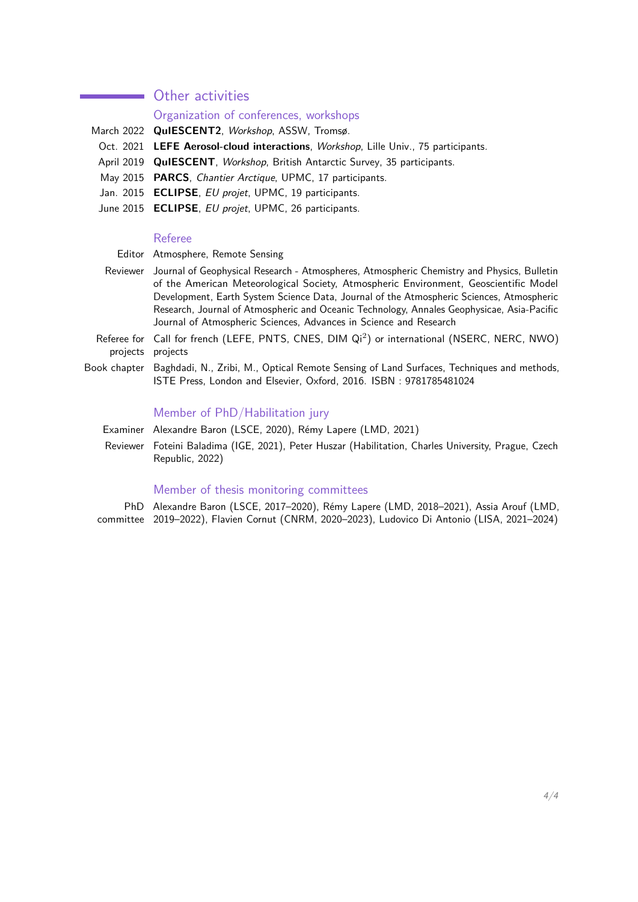## Other activities

### Organization of conferences, workshops

- March 2022 **QuIESCENT2**, *Workshop*, ASSW, Tromsø.
- Oct. 2021 **LEFE Aerosol-cloud interactions**, *Workshop*, Lille Univ., 75 participants.
- April 2019 **QuIESCENT**, *Workshop*, British Antarctic Survey, 35 participants.
- May 2015 **PARCS**, *Chantier Arctique*, UPMC, 17 participants.
- Jan. 2015 **ECLIPSE**, *EU projet*, UPMC, 19 participants.
- June 2015 **ECLIPSE**, *EU projet*, UPMC, 26 participants.

### Referee

- Editor: Atmosphere, Remote Sensing
- Reviewer: Journal of Geophysical Research - Atmospheres, Atmospheric Chemistry and Physics, Bulletin of the American Meteorological Society, Atmospheric Environment, Geoscientific Model Development, Earth System Science Data, Journal of the Atmospheric Sciences, Atmospheric Research, Journal of Atmospheric and Oceanic Technology, Annales Geophysicae, Asia-Pacific Journal of Atmospheric Sciences, Advances in Science and Research
- Referee for projects: Call for french (LEFE, PNTS, CNES, DIM Qi$^2$) or international (NSERC, NERC, NWO) projects
- Book chapter: Baghdadi, N., Zribi, M., Optical Remote Sensing of Land Surfaces, Techniques and methods, ISTE Press, London and Elsevier, Oxford, 2016. ISBN : 9781785481024

### Member of PhD/Habilitation jury

- Examiner: Alexandre Baron (LSCE, 2020), Rémy Lapere (LMD, 2021)
- Reviewer: Foteini Baladima (IGE, 2021), Peter Huszar (Habilitation, Charles University, Prague, Czech Republic, 2022)

### Member of thesis monitoring committees

- PhD committee: Alexandre Baron (LSCE, 2017–2020), Rémy Lapere (LMD, 2018–2021), Assia Arouf (LMD, 2019–2022), Flavien Cornut (CNRM, 2020–2023), Ludovico Di Antonio (LISA, 2021–2024)